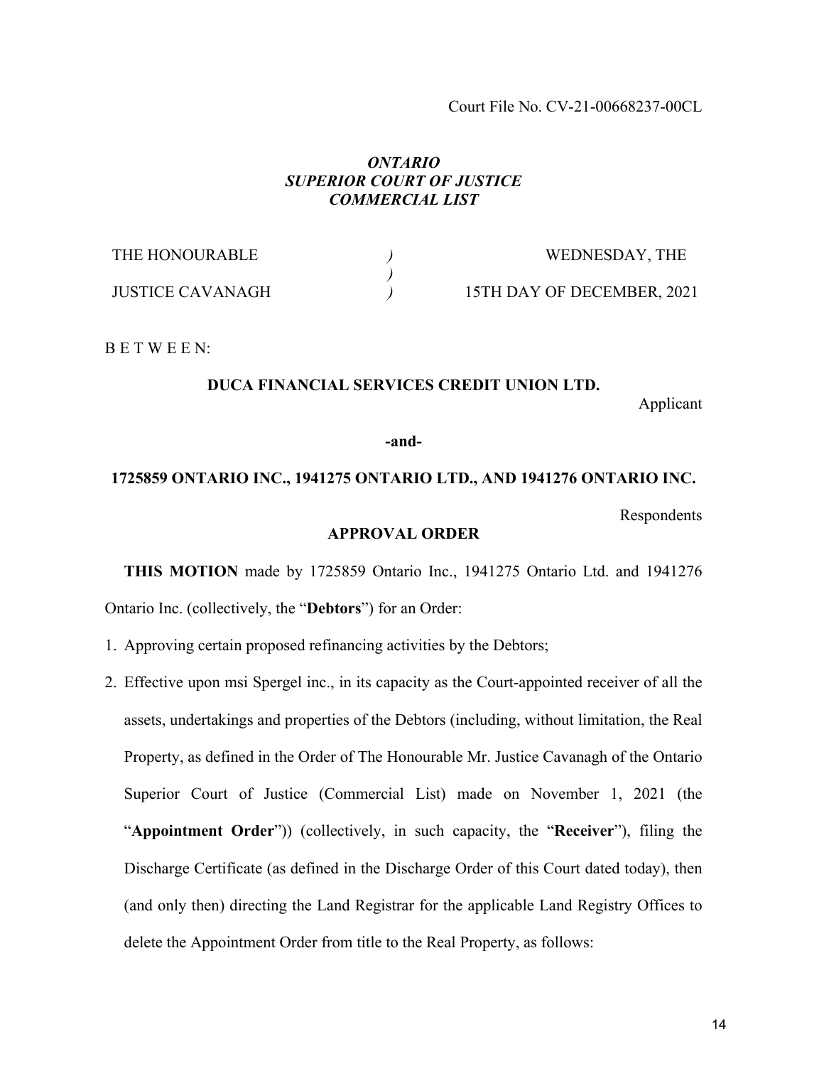Court File No. CV-21-00668237-00CL

***ONTARIO***
***SUPERIOR COURT OF JUSTICE***
***COMMERCIAL LIST***

| | | |
|---|---|---|
| THE HONOURABLE | *)* | WEDNESDAY, THE |
| | *)* | |
| JUSTICE CAVANAGH | *)* | 15TH DAY OF DECEMBER, 2021 |

B E T W E E N:

**DUCA FINANCIAL SERVICES CREDIT UNION LTD.**

Applicant

**-and-**

**1725859 ONTARIO INC., 1941275 ONTARIO LTD., AND 1941276 ONTARIO INC.**

Respondents

**APPROVAL ORDER**

**THIS MOTION** made by 1725859 Ontario Inc., 1941275 Ontario Ltd. and 1941276 Ontario Inc. (collectively, the "**Debtors**") for an Order:

1. Approving certain proposed refinancing activities by the Debtors;
2. Effective upon msi Spergel inc., in its capacity as the Court-appointed receiver of all the assets, undertakings and properties of the Debtors (including, without limitation, the Real Property, as defined in the Order of The Honourable Mr. Justice Cavanagh of the Ontario Superior Court of Justice (Commercial List) made on November 1, 2021 (the "**Appointment Order**")) (collectively, in such capacity, the "**Receiver**"), filing the Discharge Certificate (as defined in the Discharge Order of this Court dated today), then (and only then) directing the Land Registrar for the applicable Land Registry Offices to delete the Appointment Order from title to the Real Property, as follows: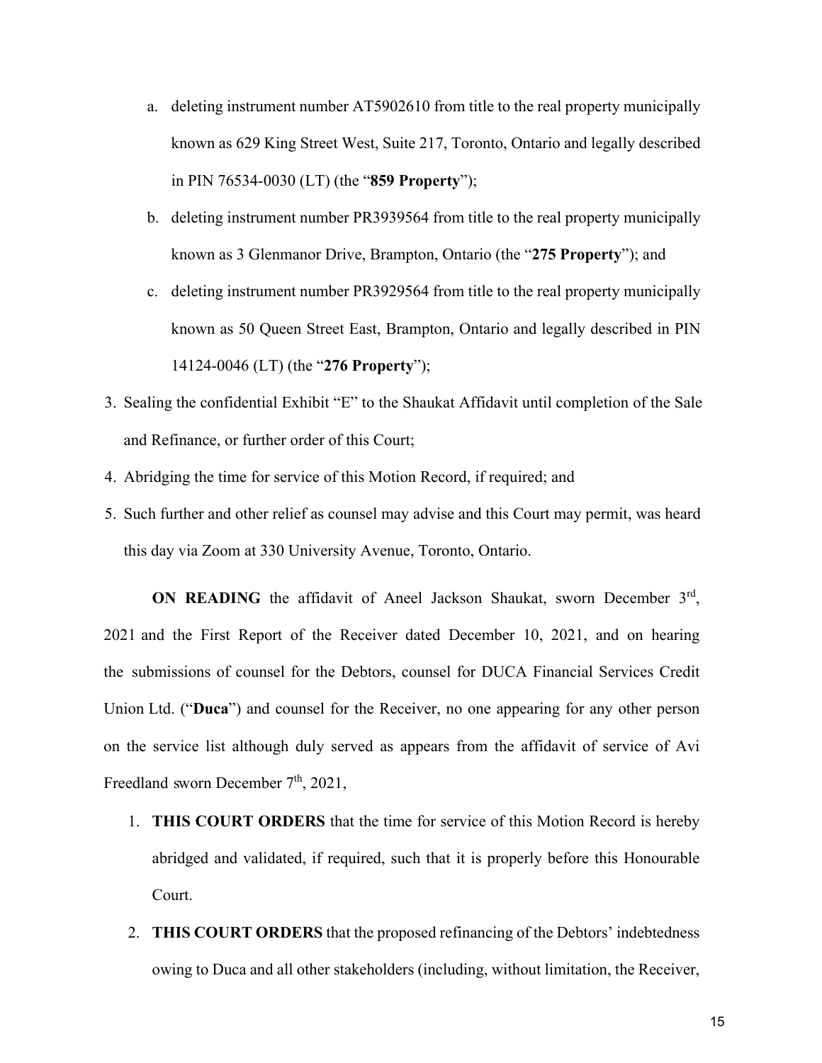a. deleting instrument number AT5902610 from title to the real property municipally known as 629 King Street West, Suite 217, Toronto, Ontario and legally described in PIN 76534-0030 (LT) (the "**859 Property**");

b. deleting instrument number PR3939564 from title to the real property municipally known as 3 Glenmanor Drive, Brampton, Ontario (the "**275 Property**"); and

c. deleting instrument number PR3929564 from title to the real property municipally known as 50 Queen Street East, Brampton, Ontario and legally described in PIN 14124-0046 (LT) (the "**276 Property**");

3. Sealing the confidential Exhibit "E" to the Shaukat Affidavit until completion of the Sale and Refinance, or further order of this Court;
4. Abridging the time for service of this Motion Record, if required; and
5. Such further and other relief as counsel may advise and this Court may permit, was heard this day via Zoom at 330 University Avenue, Toronto, Ontario.

**ON READING** the affidavit of Aneel Jackson Shaukat, sworn December 3rd, 2021 and the First Report of the Receiver dated December 10, 2021, and on hearing the submissions of counsel for the Debtors, counsel for DUCA Financial Services Credit Union Ltd. ("**Duca**") and counsel for the Receiver, no one appearing for any other person on the service list although duly served as appears from the affidavit of service of Avi Freedland sworn December 7th, 2021,

1. **THIS COURT ORDERS** that the time for service of this Motion Record is hereby abridged and validated, if required, such that it is properly before this Honourable Court.
2. **THIS COURT ORDERS** that the proposed refinancing of the Debtors' indebtedness owing to Duca and all other stakeholders (including, without limitation, the Receiver,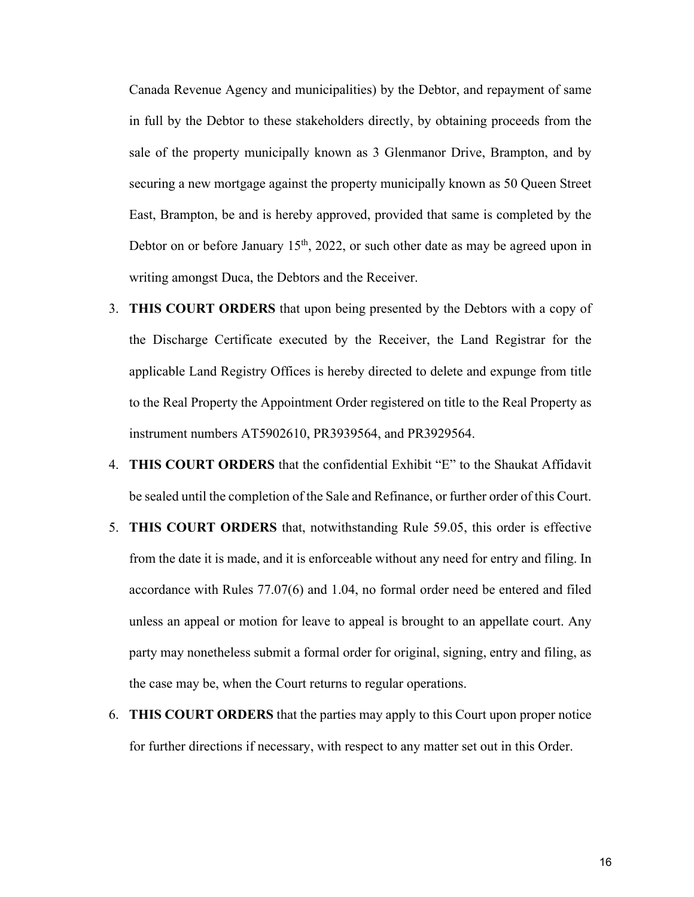Canada Revenue Agency and municipalities) by the Debtor, and repayment of same in full by the Debtor to these stakeholders directly, by obtaining proceeds from the sale of the property municipally known as 3 Glenmanor Drive, Brampton, and by securing a new mortgage against the property municipally known as 50 Queen Street East, Brampton, be and is hereby approved, provided that same is completed by the Debtor on or before January 15th, 2022, or such other date as may be agreed upon in writing amongst Duca, the Debtors and the Receiver.

3. **THIS COURT ORDERS** that upon being presented by the Debtors with a copy of the Discharge Certificate executed by the Receiver, the Land Registrar for the applicable Land Registry Offices is hereby directed to delete and expunge from title to the Real Property the Appointment Order registered on title to the Real Property as instrument numbers AT5902610, PR3939564, and PR3929564.

4. **THIS COURT ORDERS** that the confidential Exhibit "E" to the Shaukat Affidavit be sealed until the completion of the Sale and Refinance, or further order of this Court.

5. **THIS COURT ORDERS** that, notwithstanding Rule 59.05, this order is effective from the date it is made, and it is enforceable without any need for entry and filing. In accordance with Rules 77.07(6) and 1.04, no formal order need be entered and filed unless an appeal or motion for leave to appeal is brought to an appellate court. Any party may nonetheless submit a formal order for original, signing, entry and filing, as the case may be, when the Court returns to regular operations.

6. **THIS COURT ORDERS** that the parties may apply to this Court upon proper notice for further directions if necessary, with respect to any matter set out in this Order.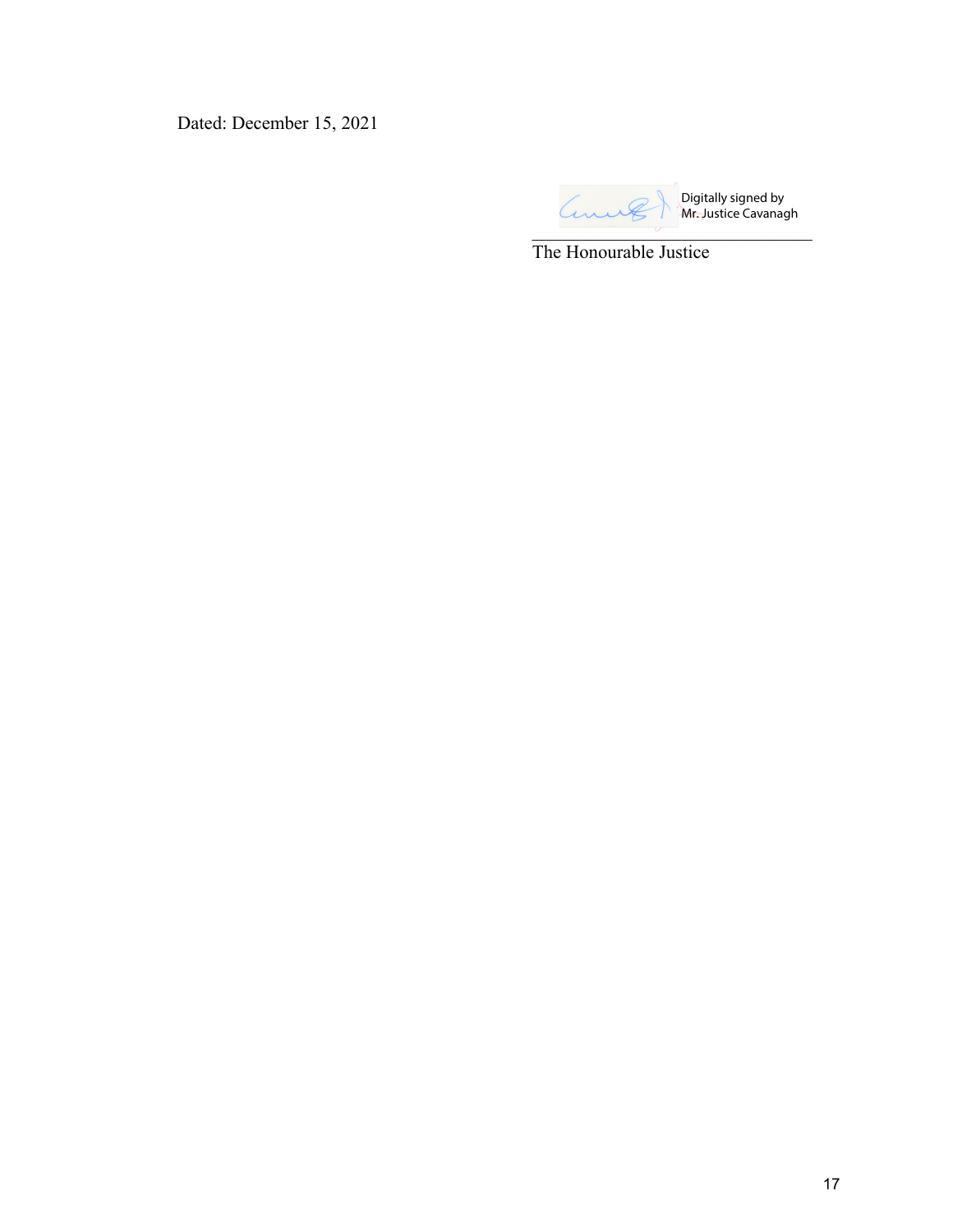Dated: December 15, 2021

Digitally signed by Mr. Justice Cavanagh

The Honourable Justice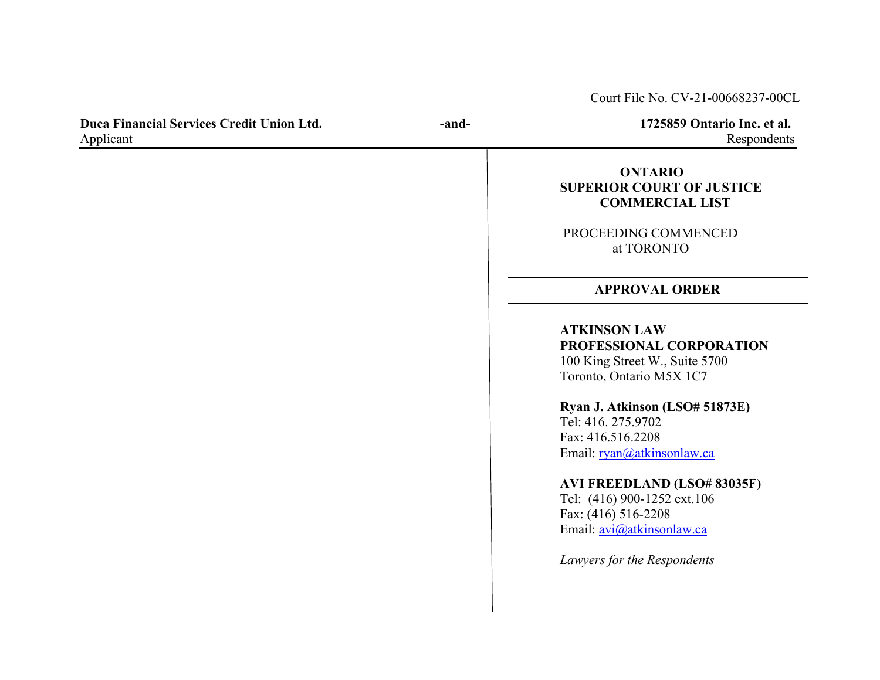Court File No. CV-21-00668237-00CL

**Duca Financial Services Credit Union Ltd.**
Applicant

**-and-**

**1725859 Ontario Inc. et al.**
Respondents

**ONTARIO**
**SUPERIOR COURT OF JUSTICE**
**COMMERCIAL LIST**

PROCEEDING COMMENCED
at TORONTO

---

**APPROVAL ORDER**

---

**ATKINSON LAW**
**PROFESSIONAL CORPORATION**
100 King Street W., Suite 5700
Toronto, Ontario M5X 1C7

**Ryan J. Atkinson (LSO# 51873E)**
Tel: 416. 275.9702
Fax: 416.516.2208
Email: ryan@atkinsonlaw.ca

**AVI FREEDLAND (LSO# 83035F)**
Tel: (416) 900-1252 ext.106
Fax: (416) 516-2208
Email: avi@atkinsonlaw.ca

*Lawyers for the Respondents*